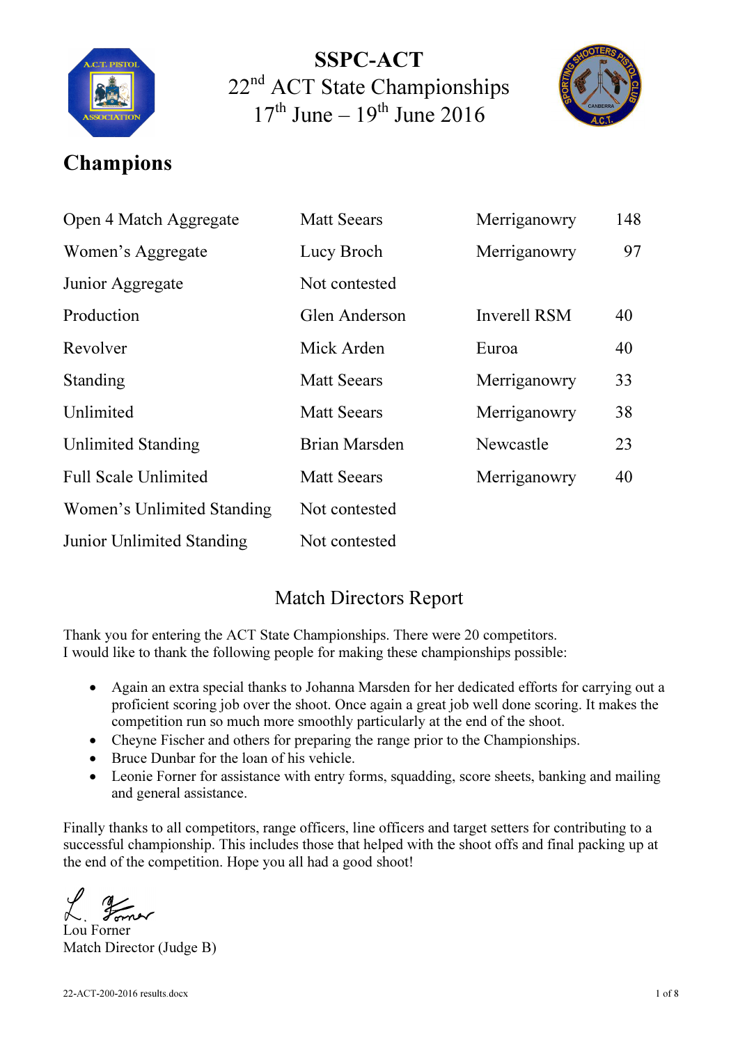# SSPC-ACT

## 22nd ACT State Championships

## 17th June – 19th June 2016

# Champions

| | | | |
|---|---|---|---|
| Open 4 Match Aggregate | Matt Seears | Merriganowry | 148 |
| Women's Aggregate | Lucy Broch | Merriganowry | 97 |
| Junior Aggregate | Not contested | | |
| Production | Glen Anderson | Inverell RSM | 40 |
| Revolver | Mick Arden | Euroa | 40 |
| Standing | Matt Seears | Merriganowry | 33 |
| Unlimited | Matt Seears | Merriganowry | 38 |
| Unlimited Standing | Brian Marsden | Newcastle | 23 |
| Full Scale Unlimited | Matt Seears | Merriganowry | 40 |
| Women's Unlimited Standing | Not contested | | |
| Junior Unlimited Standing | Not contested | | |

## Match Directors Report

Thank you for entering the ACT State Championships. There were 20 competitors.
I would like to thank the following people for making these championships possible:

- Again an extra special thanks to Johanna Marsden for her dedicated efforts for carrying out a proficient scoring job over the shoot. Once again a great job well done scoring. It makes the competition run so much more smoothly particularly at the end of the shoot.
- Cheyne Fischer and others for preparing the range prior to the Championships.
- Bruce Dunbar for the loan of his vehicle.
- Leonie Forner for assistance with entry forms, squadding, score sheets, banking and mailing and general assistance.

Finally thanks to all competitors, range officers, line officers and target setters for contributing to a successful championship. This includes those that helped with the shoot offs and final packing up at the end of the competition. Hope you all had a good shoot!

L. Forner
Lou Forner
Match Director (Judge B)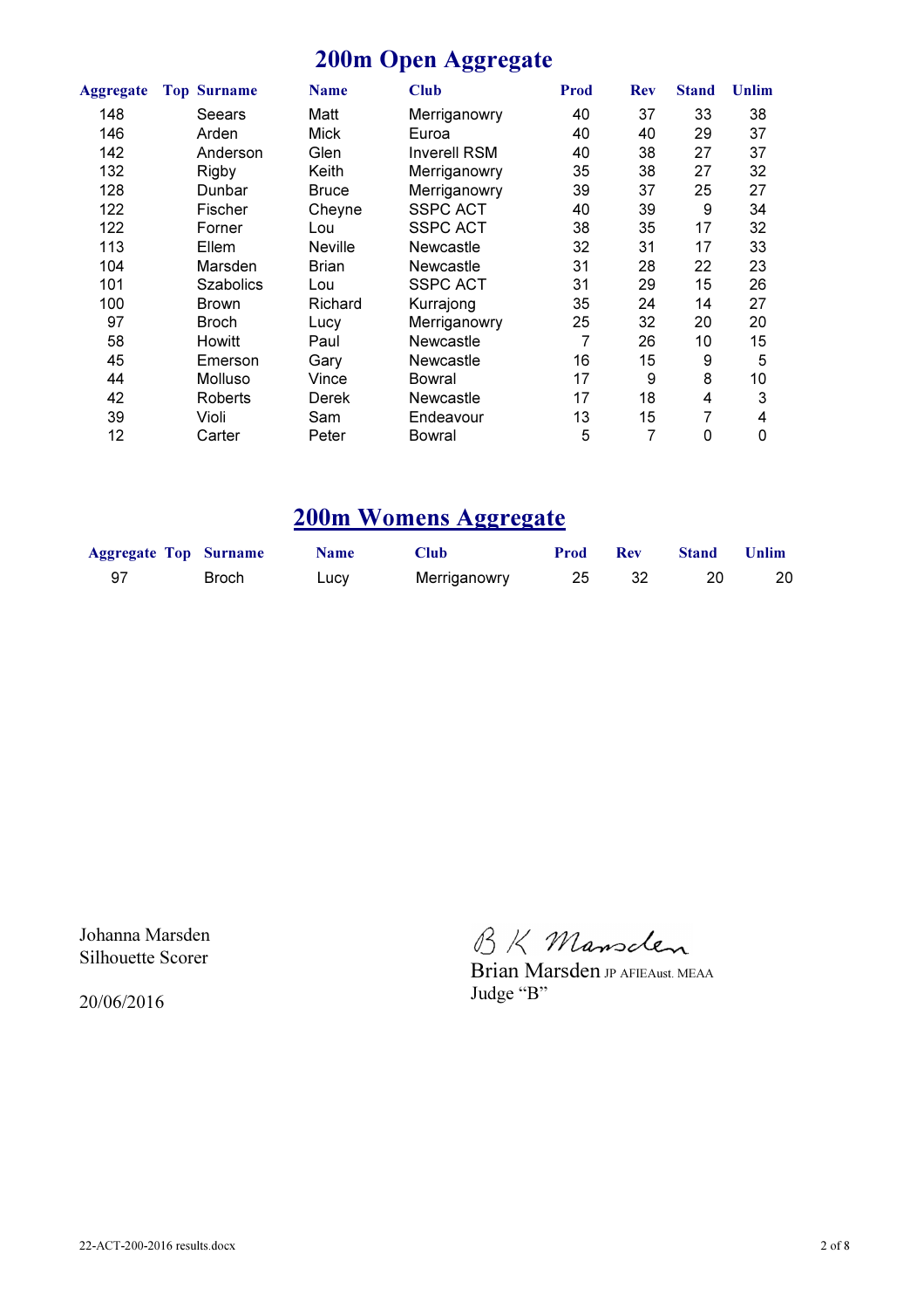# 200m Open Aggregate

| Aggregate | Top | Surname | Name | Club | Prod | Rev | Stand | Unlim |
|---|---|---|---|---|---|---|---|---|
| 148 | | Seears | Matt | Merriganowry | 40 | 37 | 33 | 38 |
| 146 | | Arden | Mick | Euroa | 40 | 40 | 29 | 37 |
| 142 | | Anderson | Glen | Inverell RSM | 40 | 38 | 27 | 37 |
| 132 | | Rigby | Keith | Merriganowry | 35 | 38 | 27 | 32 |
| 128 | | Dunbar | Bruce | Merriganowry | 39 | 37 | 25 | 27 |
| 122 | | Fischer | Cheyne | SSPC ACT | 40 | 39 | 9 | 34 |
| 122 | | Forner | Lou | SSPC ACT | 38 | 35 | 17 | 32 |
| 113 | | Ellem | Neville | Newcastle | 32 | 31 | 17 | 33 |
| 104 | | Marsden | Brian | Newcastle | 31 | 28 | 22 | 23 |
| 101 | | Szabolics | Lou | SSPC ACT | 31 | 29 | 15 | 26 |
| 100 | | Brown | Richard | Kurrajong | 35 | 24 | 14 | 27 |
| 97 | | Broch | Lucy | Merriganowry | 25 | 32 | 20 | 20 |
| 58 | | Howitt | Paul | Newcastle | 7 | 26 | 10 | 15 |
| 45 | | Emerson | Gary | Newcastle | 16 | 15 | 9 | 5 |
| 44 | | Molluso | Vince | Bowral | 17 | 9 | 8 | 10 |
| 42 | | Roberts | Derek | Newcastle | 17 | 18 | 4 | 3 |
| 39 | | Violi | Sam | Endeavour | 13 | 15 | 7 | 4 |
| 12 | | Carter | Peter | Bowral | 5 | 7 | 0 | 0 |

# 200m Womens Aggregate

| Aggregate | Top | Surname | Name | Club | Prod | Rev | Stand | Unlim |
|---|---|---|---|---|---|---|---|---|
| 97 | | Broch | Lucy | Merriganowry | 25 | 32 | 20 | 20 |

Johanna Marsden
Silhouette Scorer

20/06/2016

B K Marsden
Brian Marsden JP AFIEAust. MEAA
Judge "B"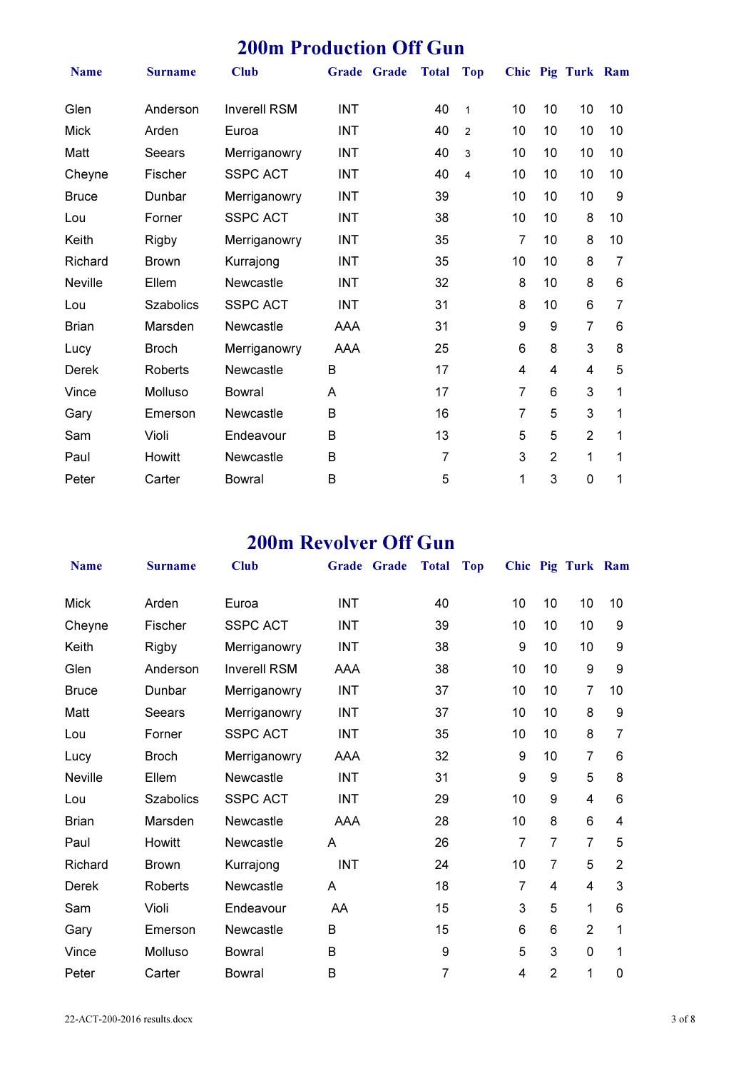# 200m Production Off Gun

| Name | Surname | Club | Grade | Grade | Total | Top | Chic | Pig | Turk | Ram |
|---|---|---|---|---|---|---|---|---|---|---|
| Glen | Anderson | Inverell RSM | INT | | 40 | 1 | 10 | 10 | 10 | 10 |
| Mick | Arden | Euroa | INT | | 40 | 2 | 10 | 10 | 10 | 10 |
| Matt | Seears | Merriganowry | INT | | 40 | 3 | 10 | 10 | 10 | 10 |
| Cheyne | Fischer | SSPC ACT | INT | | 40 | 4 | 10 | 10 | 10 | 10 |
| Bruce | Dunbar | Merriganowry | INT | | 39 | | 10 | 10 | 10 | 9 |
| Lou | Forner | SSPC ACT | INT | | 38 | | 10 | 10 | 8 | 10 |
| Keith | Rigby | Merriganowry | INT | | 35 | | 7 | 10 | 8 | 10 |
| Richard | Brown | Kurrajong | INT | | 35 | | 10 | 10 | 8 | 7 |
| Neville | Ellem | Newcastle | INT | | 32 | | 8 | 10 | 8 | 6 |
| Lou | Szabolics | SSPC ACT | INT | | 31 | | 8 | 10 | 6 | 7 |
| Brian | Marsden | Newcastle | AAA | | 31 | | 9 | 9 | 7 | 6 |
| Lucy | Broch | Merriganowry | AAA | | 25 | | 6 | 8 | 3 | 8 |
| Derek | Roberts | Newcastle | B | | 17 | | 4 | 4 | 4 | 5 |
| Vince | Molluso | Bowral | A | | 17 | | 7 | 6 | 3 | 1 |
| Gary | Emerson | Newcastle | B | | 16 | | 7 | 5 | 3 | 1 |
| Sam | Violi | Endeavour | B | | 13 | | 5 | 5 | 2 | 1 |
| Paul | Howitt | Newcastle | B | | 7 | | 3 | 2 | 1 | 1 |
| Peter | Carter | Bowral | B | | 5 | | 1 | 3 | 0 | 1 |

# 200m Revolver Off Gun

| Name | Surname | Club | Grade | Grade | Total | Top | Chic | Pig | Turk | Ram |
|---|---|---|---|---|---|---|---|---|---|---|
| Mick | Arden | Euroa | INT | | 40 | | 10 | 10 | 10 | 10 |
| Cheyne | Fischer | SSPC ACT | INT | | 39 | | 10 | 10 | 10 | 9 |
| Keith | Rigby | Merriganowry | INT | | 38 | | 9 | 10 | 10 | 9 |
| Glen | Anderson | Inverell RSM | AAA | | 38 | | 10 | 10 | 9 | 9 |
| Bruce | Dunbar | Merriganowry | INT | | 37 | | 10 | 10 | 7 | 10 |
| Matt | Seears | Merriganowry | INT | | 37 | | 10 | 10 | 8 | 9 |
| Lou | Forner | SSPC ACT | INT | | 35 | | 10 | 10 | 8 | 7 |
| Lucy | Broch | Merriganowry | AAA | | 32 | | 9 | 10 | 7 | 6 |
| Neville | Ellem | Newcastle | INT | | 31 | | 9 | 9 | 5 | 8 |
| Lou | Szabolics | SSPC ACT | INT | | 29 | | 10 | 9 | 4 | 6 |
| Brian | Marsden | Newcastle | AAA | | 28 | | 10 | 8 | 6 | 4 |
| Paul | Howitt | Newcastle | A | | 26 | | 7 | 7 | 7 | 5 |
| Richard | Brown | Kurrajong | INT | | 24 | | 10 | 7 | 5 | 2 |
| Derek | Roberts | Newcastle | A | | 18 | | 7 | 4 | 4 | 3 |
| Sam | Violi | Endeavour | AA | | 15 | | 3 | 5 | 1 | 6 |
| Gary | Emerson | Newcastle | B | | 15 | | 6 | 6 | 2 | 1 |
| Vince | Molluso | Bowral | B | | 9 | | 5 | 3 | 0 | 1 |
| Peter | Carter | Bowral | B | | 7 | | 4 | 2 | 1 | 0 |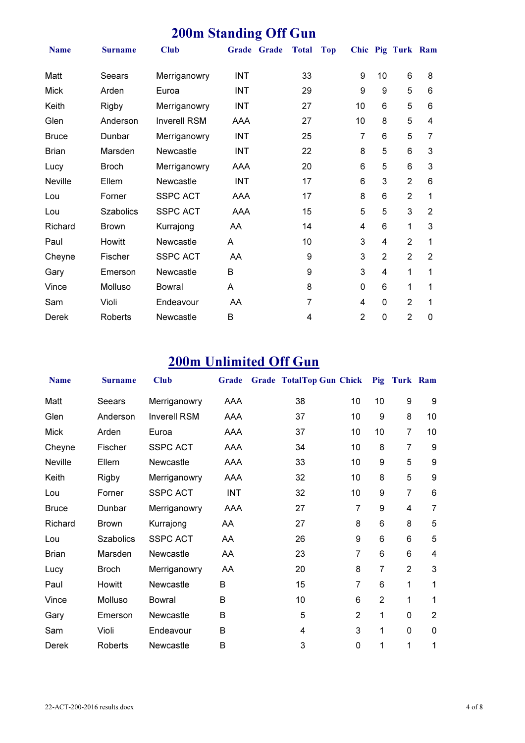# 200m Standing Off Gun

| Name | Surname | Club | Grade | Grade | Total | Top | Chic | Pig | Turk | Ram |
|---|---|---|---|---|---|---|---|---|---|---|
| Matt | Seears | Merriganowry | INT | | 33 | | 9 | 10 | 6 | 8 |
| Mick | Arden | Euroa | INT | | 29 | | 9 | 9 | 5 | 6 |
| Keith | Rigby | Merriganowry | INT | | 27 | | 10 | 6 | 5 | 6 |
| Glen | Anderson | Inverell RSM | AAA | | 27 | | 10 | 8 | 5 | 4 |
| Bruce | Dunbar | Merriganowry | INT | | 25 | | 7 | 6 | 5 | 7 |
| Brian | Marsden | Newcastle | INT | | 22 | | 8 | 5 | 6 | 3 |
| Lucy | Broch | Merriganowry | AAA | | 20 | | 6 | 5 | 6 | 3 |
| Neville | Ellem | Newcastle | INT | | 17 | | 6 | 3 | 2 | 6 |
| Lou | Forner | SSPC ACT | AAA | | 17 | | 8 | 6 | 2 | 1 |
| Lou | Szabolics | SSPC ACT | AAA | | 15 | | 5 | 5 | 3 | 2 |
| Richard | Brown | Kurrajong | AA | | 14 | | 4 | 6 | 1 | 3 |
| Paul | Howitt | Newcastle | A | | 10 | | 3 | 4 | 2 | 1 |
| Cheyne | Fischer | SSPC ACT | AA | | 9 | | 3 | 2 | 2 | 2 |
| Gary | Emerson | Newcastle | B | | 9 | | 3 | 4 | 1 | 1 |
| Vince | Molluso | Bowral | A | | 8 | | 0 | 6 | 1 | 1 |
| Sam | Violi | Endeavour | AA | | 7 | | 4 | 0 | 2 | 1 |
| Derek | Roberts | Newcastle | B | | 4 | | 2 | 0 | 2 | 0 |

# 200m Unlimited Off Gun

| Name | Surname | Club | Grade | Grade | Total | Top Gun | Chick | Pig | Turk | Ram |
|---|---|---|---|---|---|---|---|---|---|---|
| Matt | Seears | Merriganowry | AAA | | 38 | | 10 | 10 | 9 | 9 |
| Glen | Anderson | Inverell RSM | AAA | | 37 | | 10 | 9 | 8 | 10 |
| Mick | Arden | Euroa | AAA | | 37 | | 10 | 10 | 7 | 10 |
| Cheyne | Fischer | SSPC ACT | AAA | | 34 | | 10 | 8 | 7 | 9 |
| Neville | Ellem | Newcastle | AAA | | 33 | | 10 | 9 | 5 | 9 |
| Keith | Rigby | Merriganowry | AAA | | 32 | | 10 | 8 | 5 | 9 |
| Lou | Forner | SSPC ACT | INT | | 32 | | 10 | 9 | 7 | 6 |
| Bruce | Dunbar | Merriganowry | AAA | | 27 | | 7 | 9 | 4 | 7 |
| Richard | Brown | Kurrajong | AA | | 27 | | 8 | 6 | 8 | 5 |
| Lou | Szabolics | SSPC ACT | AA | | 26 | | 9 | 6 | 6 | 5 |
| Brian | Marsden | Newcastle | AA | | 23 | | 7 | 6 | 6 | 4 |
| Lucy | Broch | Merriganowry | AA | | 20 | | 8 | 7 | 2 | 3 |
| Paul | Howitt | Newcastle | B | | 15 | | 7 | 6 | 1 | 1 |
| Vince | Molluso | Bowral | B | | 10 | | 6 | 2 | 1 | 1 |
| Gary | Emerson | Newcastle | B | | 5 | | 2 | 1 | 0 | 2 |
| Sam | Violi | Endeavour | B | | 4 | | 3 | 1 | 0 | 0 |
| Derek | Roberts | Newcastle | B | | 3 | | 0 | 1 | 1 | 1 |

22-ACT-200-2016 results.docx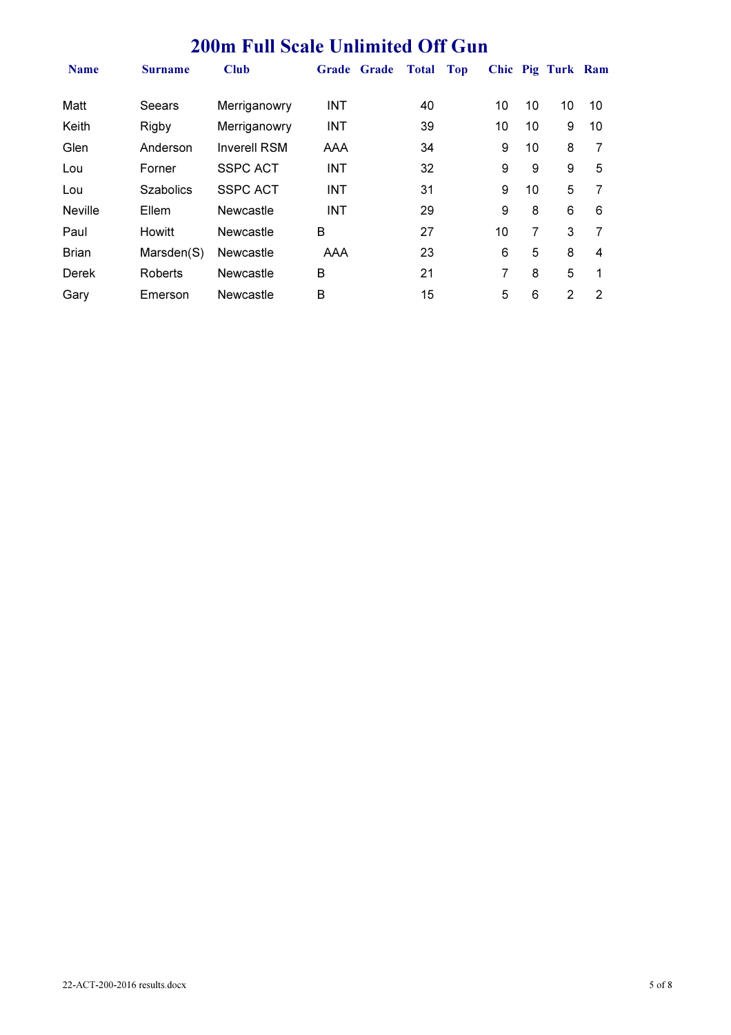# 200m Full Scale Unlimited Off Gun

| Name | Surname | Club | Grade | Grade | Total | Top | Chic | Pig | Turk | Ram |
|---|---|---|---|---|---|---|---|---|---|---|
| Matt | Seears | Merriganowry | INT | | 40 | | 10 | 10 | 10 | 10 |
| Keith | Rigby | Merriganowry | INT | | 39 | | 10 | 10 | 9 | 10 |
| Glen | Anderson | Inverell RSM | AAA | | 34 | | 9 | 10 | 8 | 7 |
| Lou | Forner | SSPC ACT | INT | | 32 | | 9 | 9 | 9 | 5 |
| Lou | Szabolics | SSPC ACT | INT | | 31 | | 9 | 10 | 5 | 7 |
| Neville | Ellem | Newcastle | INT | | 29 | | 9 | 8 | 6 | 6 |
| Paul | Howitt | Newcastle | B | | 27 | | 10 | 7 | 3 | 7 |
| Brian | Marsden(S) | Newcastle | AAA | | 23 | | 6 | 5 | 8 | 4 |
| Derek | Roberts | Newcastle | B | | 21 | | 7 | 8 | 5 | 1 |
| Gary | Emerson | Newcastle | B | | 15 | | 5 | 6 | 2 | 2 |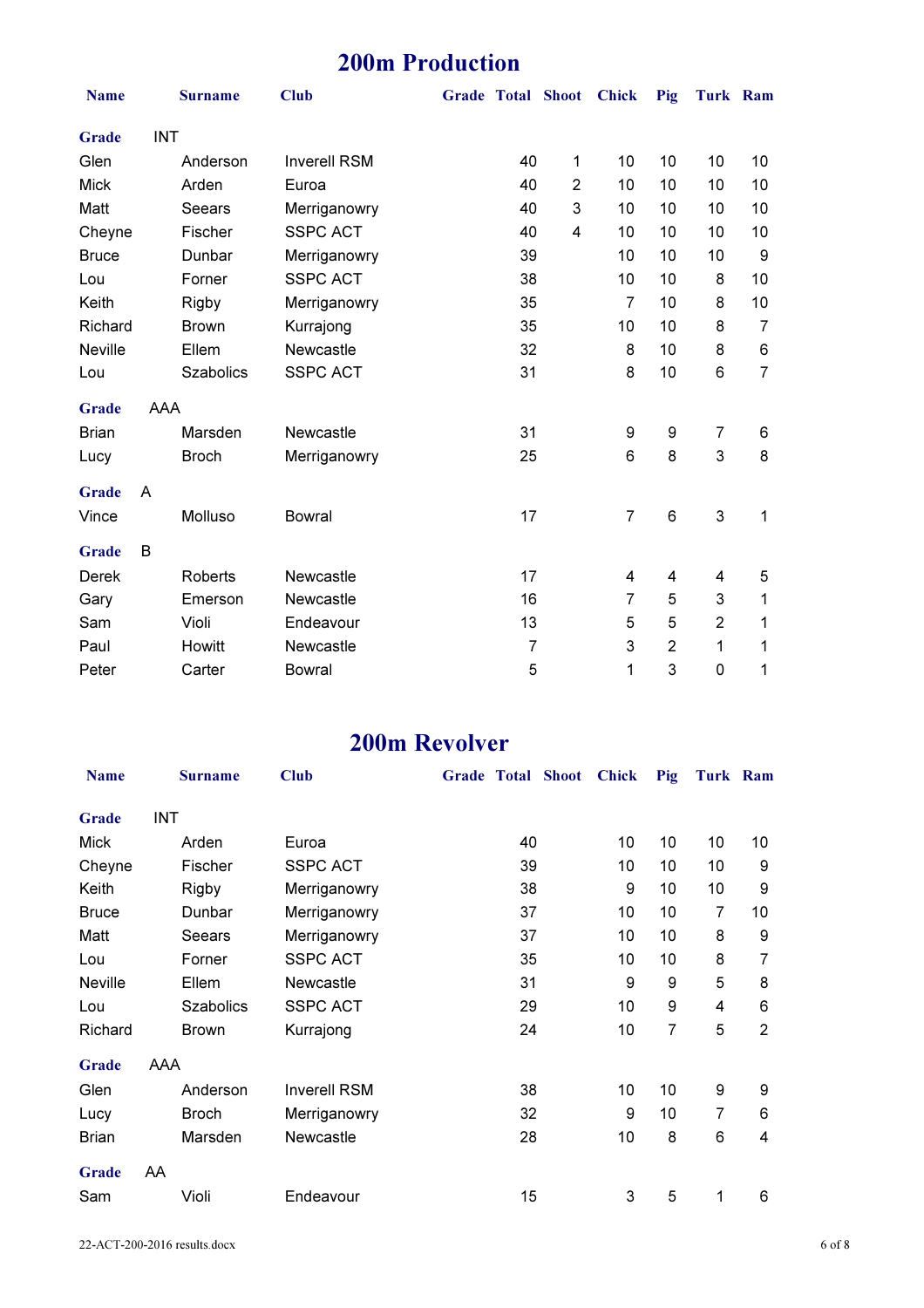# 200m Production

| Name | Surname | Club | Grade | Total | Shoot | Chick | Pig | Turk | Ram |
|---|---|---|---|---|---|---|---|---|---|
| **Grade** | INT | | | | | | | | |
| Glen | Anderson | Inverell RSM | | 40 | 1 | 10 | 10 | 10 | 10 |
| Mick | Arden | Euroa | | 40 | 2 | 10 | 10 | 10 | 10 |
| Matt | Seears | Merriganowry | | 40 | 3 | 10 | 10 | 10 | 10 |
| Cheyne | Fischer | SSPC ACT | | 40 | 4 | 10 | 10 | 10 | 10 |
| Bruce | Dunbar | Merriganowry | | 39 | | 10 | 10 | 10 | 9 |
| Lou | Forner | SSPC ACT | | 38 | | 10 | 10 | 8 | 10 |
| Keith | Rigby | Merriganowry | | 35 | | 7 | 10 | 8 | 10 |
| Richard | Brown | Kurrajong | | 35 | | 10 | 10 | 8 | 7 |
| Neville | Ellem | Newcastle | | 32 | | 8 | 10 | 8 | 6 |
| Lou | Szabolics | SSPC ACT | | 31 | | 8 | 10 | 6 | 7 |
| **Grade** | AAA | | | | | | | | |
| Brian | Marsden | Newcastle | | 31 | | 9 | 9 | 7 | 6 |
| Lucy | Broch | Merriganowry | | 25 | | 6 | 8 | 3 | 8 |
| **Grade** | A | | | | | | | | |
| Vince | Molluso | Bowral | | 17 | | 7 | 6 | 3 | 1 |
| **Grade** | B | | | | | | | | |
| Derek | Roberts | Newcastle | | 17 | | 4 | 4 | 4 | 5 |
| Gary | Emerson | Newcastle | | 16 | | 7 | 5 | 3 | 1 |
| Sam | Violi | Endeavour | | 13 | | 5 | 5 | 2 | 1 |
| Paul | Howitt | Newcastle | | 7 | | 3 | 2 | 1 | 1 |
| Peter | Carter | Bowral | | 5 | | 1 | 3 | 0 | 1 |

# 200m Revolver

| Name | Surname | Club | Grade | Total | Shoot | Chick | Pig | Turk | Ram |
|---|---|---|---|---|---|---|---|---|---|
| **Grade** | INT | | | | | | | | |
| Mick | Arden | Euroa | | 40 | | 10 | 10 | 10 | 10 |
| Cheyne | Fischer | SSPC ACT | | 39 | | 10 | 10 | 10 | 9 |
| Keith | Rigby | Merriganowry | | 38 | | 9 | 10 | 10 | 9 |
| Bruce | Dunbar | Merriganowry | | 37 | | 10 | 10 | 7 | 10 |
| Matt | Seears | Merriganowry | | 37 | | 10 | 10 | 8 | 9 |
| Lou | Forner | SSPC ACT | | 35 | | 10 | 10 | 8 | 7 |
| Neville | Ellem | Newcastle | | 31 | | 9 | 9 | 5 | 8 |
| Lou | Szabolics | SSPC ACT | | 29 | | 10 | 9 | 4 | 6 |
| Richard | Brown | Kurrajong | | 24 | | 10 | 7 | 5 | 2 |
| **Grade** | AAA | | | | | | | | |
| Glen | Anderson | Inverell RSM | | 38 | | 10 | 10 | 9 | 9 |
| Lucy | Broch | Merriganowry | | 32 | | 9 | 10 | 7 | 6 |
| Brian | Marsden | Newcastle | | 28 | | 10 | 8 | 6 | 4 |
| **Grade** | AA | | | | | | | | |
| Sam | Violi | Endeavour | | 15 | | 3 | 5 | 1 | 6 |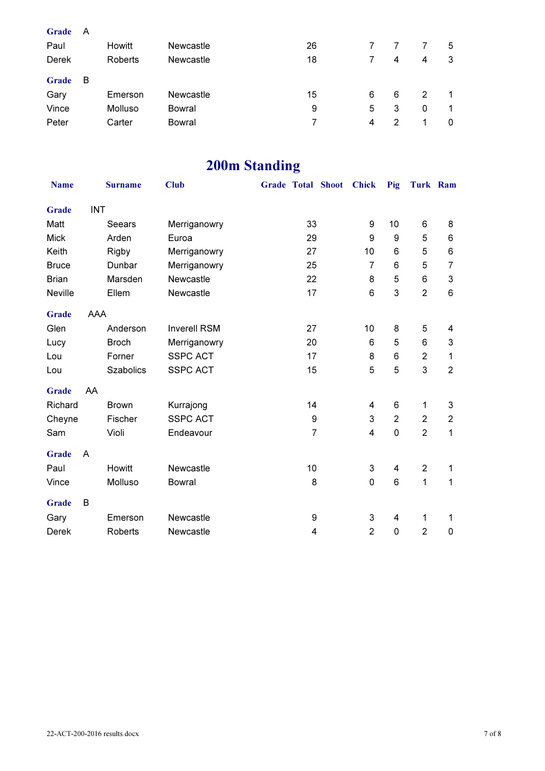| Name | Surname | Club | Grade | Total | Shoot | Chick | Pig | Turk | Ram |
|---|---|---|---|---|---|---|---|---|---|
| **Grade** | A | | | | | | | | |
| Paul | Howitt | Newcastle | | 26 | | 7 | 7 | 7 | 5 |
| Derek | Roberts | Newcastle | | 18 | | 7 | 4 | 4 | 3 |
| **Grade** | B | | | | | | | | |
| Gary | Emerson | Newcastle | | 15 | | 6 | 6 | 2 | 1 |
| Vince | Molluso | Bowral | | 9 | | 5 | 3 | 0 | 1 |
| Peter | Carter | Bowral | | 7 | | 4 | 2 | 1 | 0 |

# 200m Standing

| Name | Surname | Club | Grade | Total | Shoot | Chick | Pig | Turk | Ram |
|---|---|---|---|---|---|---|---|---|---|
| **Grade** | INT | | | | | | | | |
| Matt | Seears | Merriganowry | | 33 | | 9 | 10 | 6 | 8 |
| Mick | Arden | Euroa | | 29 | | 9 | 9 | 5 | 6 |
| Keith | Rigby | Merriganowry | | 27 | | 10 | 6 | 5 | 6 |
| Bruce | Dunbar | Merriganowry | | 25 | | 7 | 6 | 5 | 7 |
| Brian | Marsden | Newcastle | | 22 | | 8 | 5 | 6 | 3 |
| Neville | Ellem | Newcastle | | 17 | | 6 | 3 | 2 | 6 |
| **Grade** | AAA | | | | | | | | |
| Glen | Anderson | Inverell RSM | | 27 | | 10 | 8 | 5 | 4 |
| Lucy | Broch | Merriganowry | | 20 | | 6 | 5 | 6 | 3 |
| Lou | Forner | SSPC ACT | | 17 | | 8 | 6 | 2 | 1 |
| Lou | Szabolics | SSPC ACT | | 15 | | 5 | 5 | 3 | 2 |
| **Grade** | AA | | | | | | | | |
| Richard | Brown | Kurrajong | | 14 | | 4 | 6 | 1 | 3 |
| Cheyne | Fischer | SSPC ACT | | 9 | | 3 | 2 | 2 | 2 |
| Sam | Violi | Endeavour | | 7 | | 4 | 0 | 2 | 1 |
| **Grade** | A | | | | | | | | |
| Paul | Howitt | Newcastle | | 10 | | 3 | 4 | 2 | 1 |
| Vince | Molluso | Bowral | | 8 | | 0 | 6 | 1 | 1 |
| **Grade** | B | | | | | | | | |
| Gary | Emerson | Newcastle | | 9 | | 3 | 4 | 1 | 1 |
| Derek | Roberts | Newcastle | | 4 | | 2 | 0 | 2 | 0 |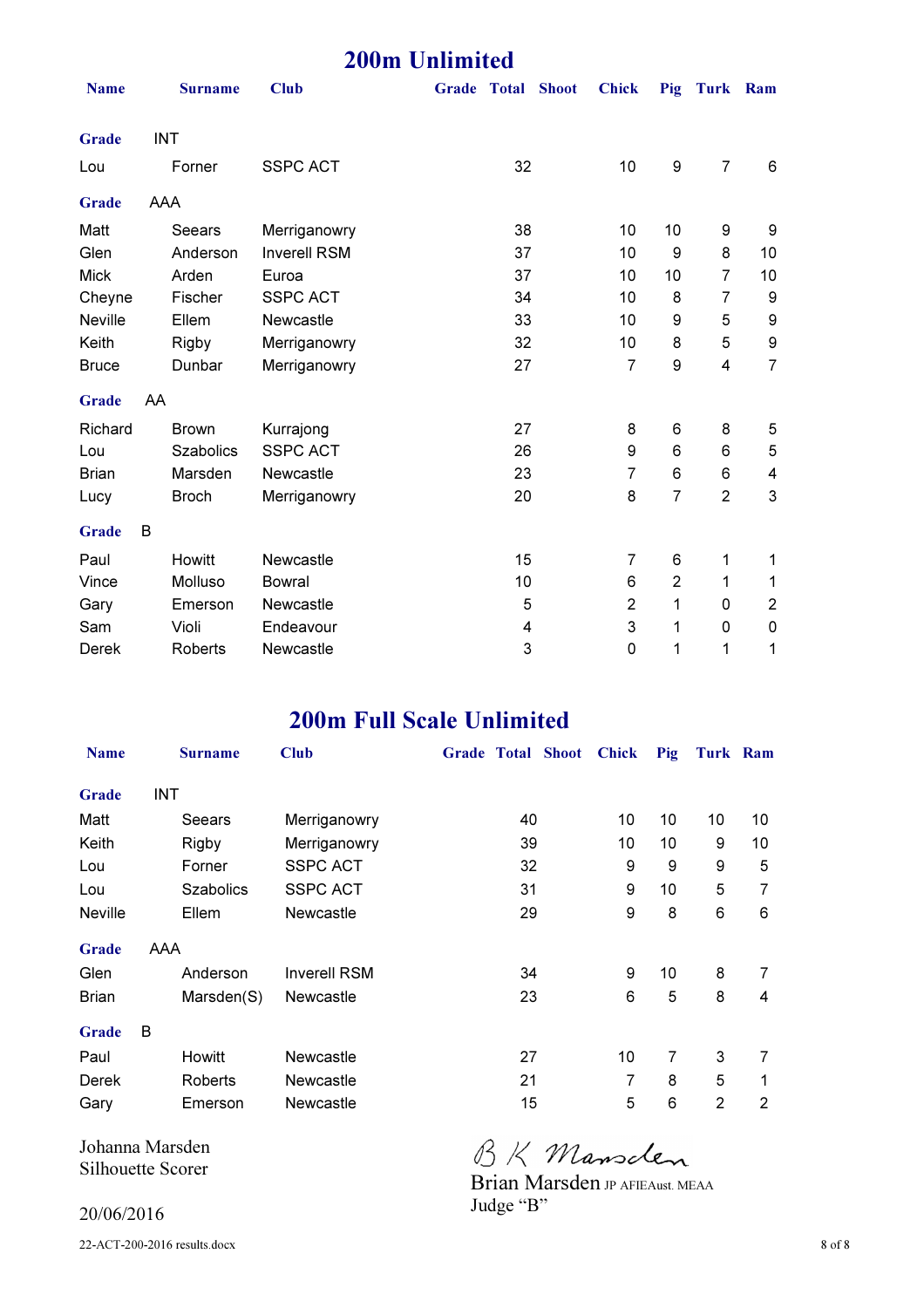## 200m Unlimited

| Name | Surname | Club | Grade | Total | Shoot | Chick | Pig | Turk | Ram |
|---|---|---|---|---|---|---|---|---|---|
| **Grade** | INT | | | | | | | | |
| Lou | Forner | SSPC ACT | | 32 | | 10 | 9 | 7 | 6 |
| **Grade** | AAA | | | | | | | | |
| Matt | Seears | Merriganowry | | 38 | | 10 | 10 | 9 | 9 |
| Glen | Anderson | Inverell RSM | | 37 | | 10 | 9 | 8 | 10 |
| Mick | Arden | Euroa | | 37 | | 10 | 10 | 7 | 10 |
| Cheyne | Fischer | SSPC ACT | | 34 | | 10 | 8 | 7 | 9 |
| Neville | Ellem | Newcastle | | 33 | | 10 | 9 | 5 | 9 |
| Keith | Rigby | Merriganowry | | 32 | | 10 | 8 | 5 | 9 |
| Bruce | Dunbar | Merriganowry | | 27 | | 7 | 9 | 4 | 7 |
| **Grade** | AA | | | | | | | | |
| Richard | Brown | Kurrajong | | 27 | | 8 | 6 | 8 | 5 |
| Lou | Szabolics | SSPC ACT | | 26 | | 9 | 6 | 6 | 5 |
| Brian | Marsden | Newcastle | | 23 | | 7 | 6 | 6 | 4 |
| Lucy | Broch | Merriganowry | | 20 | | 8 | 7 | 2 | 3 |
| **Grade** | B | | | | | | | | |
| Paul | Howitt | Newcastle | | 15 | | 7 | 6 | 1 | 1 |
| Vince | Molluso | Bowral | | 10 | | 6 | 2 | 1 | 1 |
| Gary | Emerson | Newcastle | | 5 | | 2 | 1 | 0 | 2 |
| Sam | Violi | Endeavour | | 4 | | 3 | 1 | 0 | 0 |
| Derek | Roberts | Newcastle | | 3 | | 0 | 1 | 1 | 1 |

## 200m Full Scale Unlimited

| Name | Surname | Club | Grade | Total | Shoot | Chick | Pig | Turk | Ram |
|---|---|---|---|---|---|---|---|---|---|
| **Grade** | INT | | | | | | | | |
| Matt | Seears | Merriganowry | | 40 | | 10 | 10 | 10 | 10 |
| Keith | Rigby | Merriganowry | | 39 | | 10 | 10 | 9 | 10 |
| Lou | Forner | SSPC ACT | | 32 | | 9 | 9 | 9 | 5 |
| Lou | Szabolics | SSPC ACT | | 31 | | 9 | 10 | 5 | 7 |
| Neville | Ellem | Newcastle | | 29 | | 9 | 8 | 6 | 6 |
| **Grade** | AAA | | | | | | | | |
| Glen | Anderson | Inverell RSM | | 34 | | 9 | 10 | 8 | 7 |
| Brian | Marsden(S) | Newcastle | | 23 | | 6 | 5 | 8 | 4 |
| **Grade** | B | | | | | | | | |
| Paul | Howitt | Newcastle | | 27 | | 10 | 7 | 3 | 7 |
| Derek | Roberts | Newcastle | | 21 | | 7 | 8 | 5 | 1 |
| Gary | Emerson | Newcastle | | 15 | | 5 | 6 | 2 | 2 |

Johanna Marsden
Silhouette Scorer

20/06/2016

B K Marsden
Brian Marsden JP AFIEAust. MEAA
Judge "B"

22-ACT-200-2016 results.docx